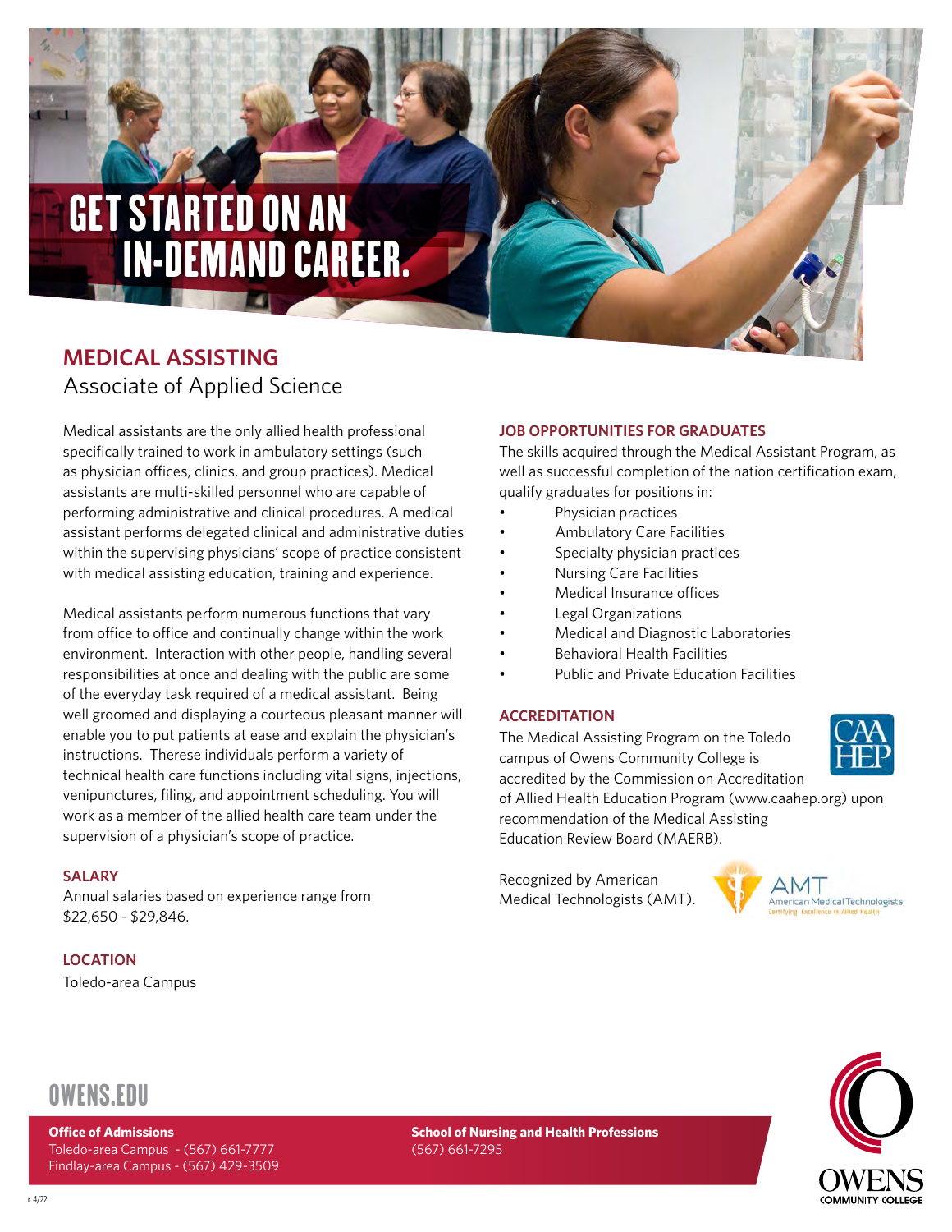# GET STARTED ON AN IN-DEMAND CAREER.

## MEDICAL ASSISTING

Associate of Applied Science

Medical assistants are the only allied health professional specifically trained to work in ambulatory settings (such as physician offices, clinics, and group practices). Medical assistants are multi-skilled personnel who are capable of performing administrative and clinical procedures. A medical assistant performs delegated clinical and administrative duties within the supervising physicians' scope of practice consistent with medical assisting education, training and experience.

Medical assistants perform numerous functions that vary from office to office and continually change within the work environment. Interaction with other people, handling several responsibilities at once and dealing with the public are some of the everyday task required of a medical assistant. Being well groomed and displaying a courteous pleasant manner will enable you to put patients at ease and explain the physician's instructions. Therese individuals perform a variety of technical health care functions including vital signs, injections, venipunctures, filing, and appointment scheduling. You will work as a member of the allied health care team under the supervision of a physician's scope of practice.

### SALARY

Annual salaries based on experience range from $22,650 - $29,846.

### LOCATION

Toledo-area Campus

### JOB OPPORTUNITIES FOR GRADUATES

The skills acquired through the Medical Assistant Program, as well as successful completion of the nation certification exam, qualify graduates for positions in:

- Physician practices
- Ambulatory Care Facilities
- Specialty physician practices
- Nursing Care Facilities
- Medical Insurance offices
- Legal Organizations
- Medical and Diagnostic Laboratories
- Behavioral Health Facilities
- Public and Private Education Facilities

### ACCREDITATION

The Medical Assisting Program on the Toledo campus of Owens Community College is accredited by the Commission on Accreditation of Allied Health Education Program (www.caahep.org) upon recommendation of the Medical Assisting Education Review Board (MAERB).

CAAHEP

Recognized by American Medical Technologists (AMT).

AMT American Medical Technologists Certifying Excellence in Allied Health

OWENS.EDU

**Office of Admissions**
Toledo-area Campus - (567) 661-7777
Findlay-area Campus - (567) 429-3509

**School of Nursing and Health Professions**
(567) 661-7295

OWENS COMMUNITY COLLEGE

r. 4/22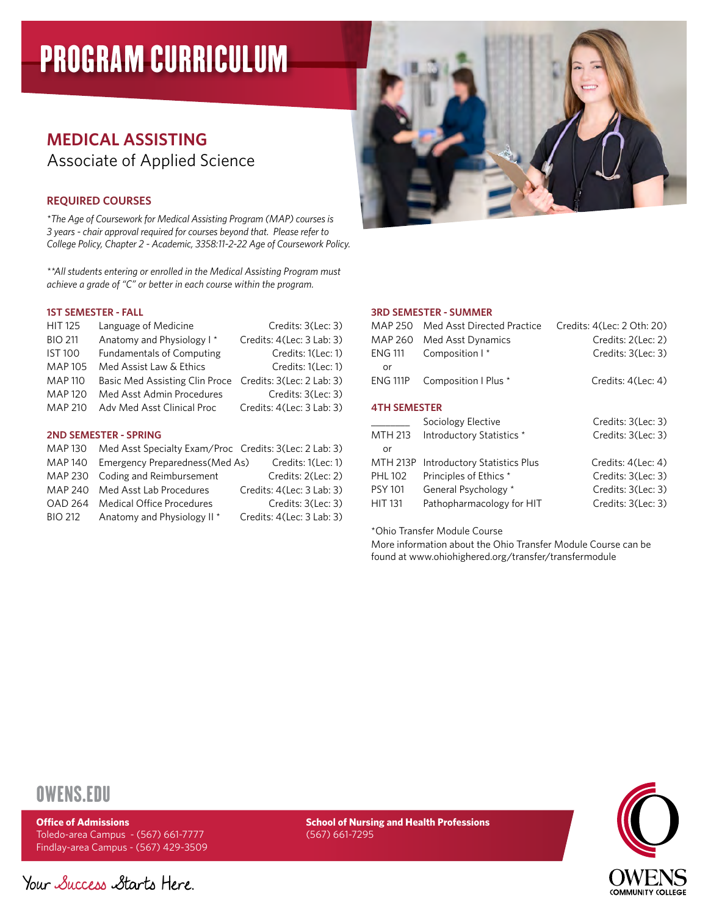# PROGRAM CURRICULUM

## MEDICAL ASSISTING

Associate of Applied Science

### REQUIRED COURSES

*\*The Age of Coursework for Medical Assisting Program (MAP) courses is 3 years - chair approval required for courses beyond that. Please refer to College Policy, Chapter 2 - Academic, 3358:11-2-22 Age of Coursework Policy.*

*\*\*All students entering or enrolled in the Medical Assisting Program must achieve a grade of "C" or better in each course within the program.*

#### 1ST SEMESTER - FALL

| | | |
|---|---|---|
| HIT 125 | Language of Medicine | Credits: 3(Lec: 3) |
| BIO 211 | Anatomy and Physiology I * | Credits: 4(Lec: 3 Lab: 3) |
| IST 100 | Fundamentals of Computing | Credits: 1(Lec: 1) |
| MAP 105 | Med Assist Law & Ethics | Credits: 1(Lec: 1) |
| MAP 110 | Basic Med Assisting Clin Proce | Credits: 3(Lec: 2 Lab: 3) |
| MAP 120 | Med Asst Admin Procedures | Credits: 3(Lec: 3) |
| MAP 210 | Adv Med Asst Clinical Proc | Credits: 4(Lec: 3 Lab: 3) |

#### 2ND SEMESTER - SPRING

| | | |
|---|---|---|
| MAP 130 | Med Asst Specialty Exam/Proc | Credits: 3(Lec: 2 Lab: 3) |
| MAP 140 | Emergency Preparedness(Med As) | Credits: 1(Lec: 1) |
| MAP 230 | Coding and Reimbursement | Credits: 2(Lec: 2) |
| MAP 240 | Med Asst Lab Procedures | Credits: 4(Lec: 3 Lab: 3) |
| OAD 264 | Medical Office Procedures | Credits: 3(Lec: 3) |
| BIO 212 | Anatomy and Physiology II * | Credits: 4(Lec: 3 Lab: 3) |

#### 3RD SEMESTER - SUMMER

| | | |
|---|---|---|
| MAP 250 | Med Asst Directed Practice | Credits: 4(Lec: 2 Oth: 20) |
| MAP 260 | Med Asst Dynamics | Credits: 2(Lec: 2) |
| ENG 111 | Composition I * | Credits: 3(Lec: 3) |
| or | | |
| ENG 111P | Composition I Plus * | Credits: 4(Lec: 4) |

#### 4TH SEMESTER

| | | |
|---|---|---|
| _______ | Sociology Elective | Credits: 3(Lec: 3) |
| MTH 213 | Introductory Statistics * | Credits: 3(Lec: 3) |
| or | | |
| MTH 213P | Introductory Statistics Plus | Credits: 4(Lec: 4) |
| PHL 102 | Principles of Ethics * | Credits: 3(Lec: 3) |
| PSY 101 | General Psychology * | Credits: 3(Lec: 3) |
| HIT 131 | Pathopharmacology for HIT | Credits: 3(Lec: 3) |

*Ohio Transfer Module Course

More information about the Ohio Transfer Module Course can be found at www.ohiohighered.org/transfer/transfermodule

**OWENS.EDU**

**Office of Admissions**
Toledo-area Campus - (567) 661-7777
Findlay-area Campus - (567) 429-3509

**School of Nursing and Health Professions**
(567) 661-7295

Your Success Starts Here.

OWENS COMMUNITY COLLEGE